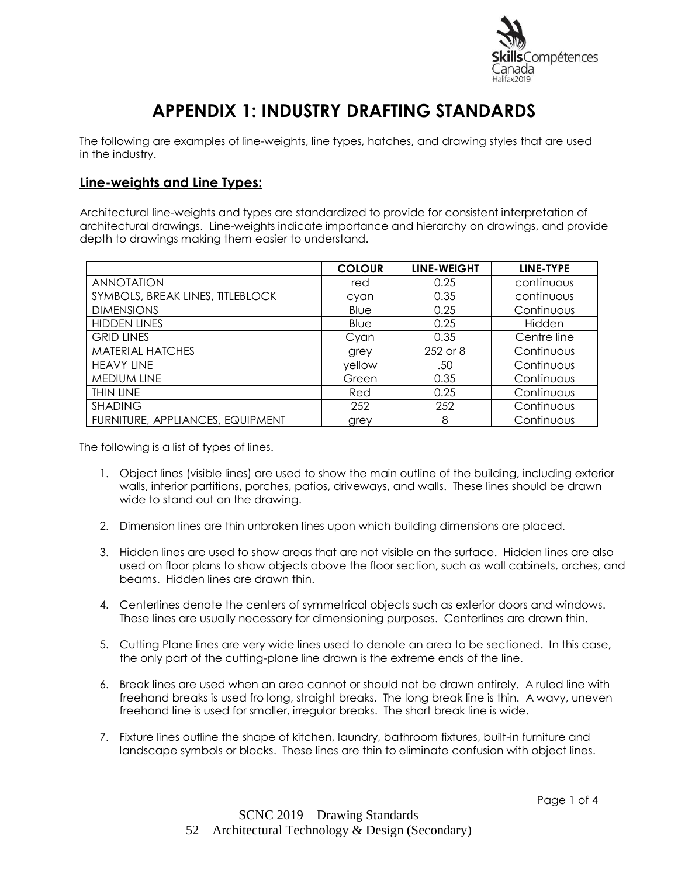# APPENDIX 1: INDUSTRY DRAFTING STANDARDS

The following are examples of line-weights, line types, hatches, and drawing styles that are used in the industry.

## Line-weights and Line Types:

Architectural line-weights and types are standardized to provide for consistent interpretation of architectural drawings. Line-weights indicate importance and hierarchy on drawings, and provide depth to drawings making them easier to understand.

| | COLOUR | LINE-WEIGHT | LINE-TYPE |
|---|---|---|---|
| ANNOTATION | red | 0.25 | continuous |
| SYMBOLS, BREAK LINES, TITLEBLOCK | cyan | 0.35 | continuous |
| DIMENSIONS | Blue | 0.25 | Continuous |
| HIDDEN LINES | Blue | 0.25 | Hidden |
| GRID LINES | Cyan | 0.35 | Centre line |
| MATERIAL HATCHES | grey | 252 or 8 | Continuous |
| HEAVY LINE | yellow | .50 | Continuous |
| MEDIUM LINE | Green | 0.35 | Continuous |
| THIN LINE | Red | 0.25 | Continuous |
| SHADING | 252 | 252 | Continuous |
| FURNITURE, APPLIANCES, EQUIPMENT | grey | 8 | Continuous |

The following is a list of types of lines.

1. Object lines (visible lines) are used to show the main outline of the building, including exterior walls, interior partitions, porches, patios, driveways, and walls. These lines should be drawn wide to stand out on the drawing.
2. Dimension lines are thin unbroken lines upon which building dimensions are placed.
3. Hidden lines are used to show areas that are not visible on the surface. Hidden lines are also used on floor plans to show objects above the floor section, such as wall cabinets, arches, and beams. Hidden lines are drawn thin.
4. Centerlines denote the centers of symmetrical objects such as exterior doors and windows. These lines are usually necessary for dimensioning purposes. Centerlines are drawn thin.
5. Cutting Plane lines are very wide lines used to denote an area to be sectioned. In this case, the only part of the cutting-plane line drawn is the extreme ends of the line.
6. Break lines are used when an area cannot or should not be drawn entirely. A ruled line with freehand breaks is used fro long, straight breaks. The long break line is thin. A wavy, uneven freehand line is used for smaller, irregular breaks. The short break line is wide.
7. Fixture lines outline the shape of kitchen, laundry, bathroom fixtures, built-in furniture and landscape symbols or blocks. These lines are thin to eliminate confusion with object lines.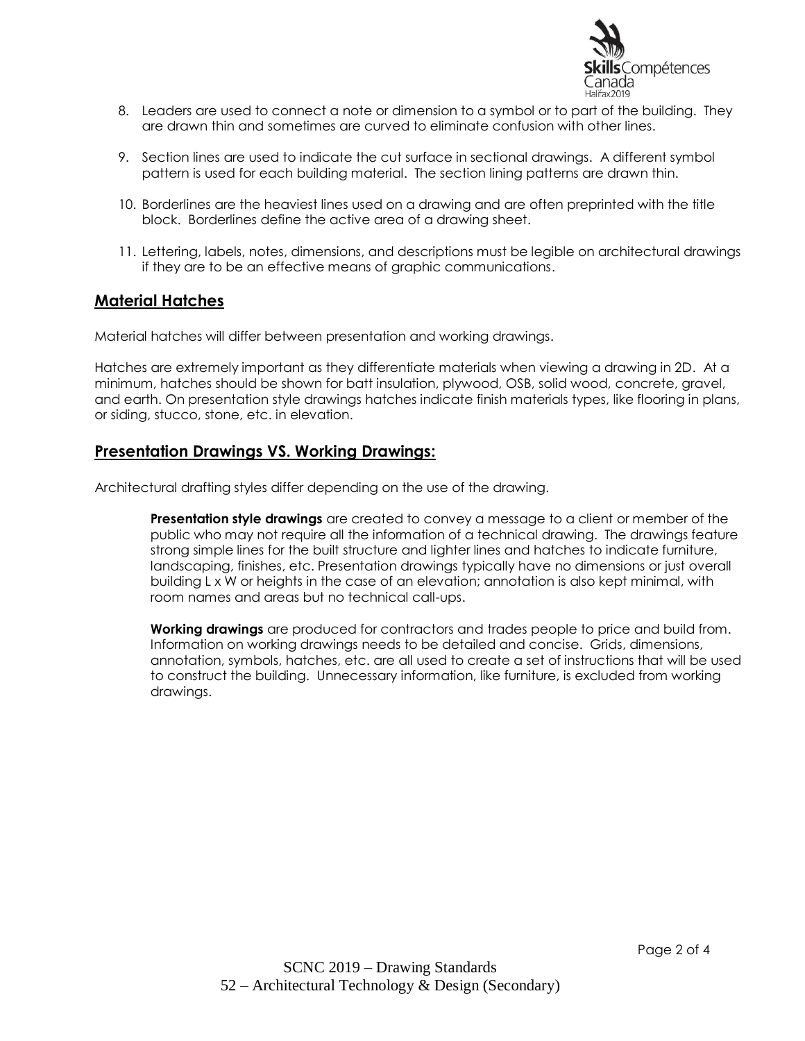8. Leaders are used to connect a note or dimension to a symbol or to part of the building. They are drawn thin and sometimes are curved to eliminate confusion with other lines.

9. Section lines are used to indicate the cut surface in sectional drawings. A different symbol pattern is used for each building material. The section lining patterns are drawn thin.

10. Borderlines are the heaviest lines used on a drawing and are often preprinted with the title block. Borderlines define the active area of a drawing sheet.

11. Lettering, labels, notes, dimensions, and descriptions must be legible on architectural drawings if they are to be an effective means of graphic communications.

## Material Hatches

Material hatches will differ between presentation and working drawings.

Hatches are extremely important as they differentiate materials when viewing a drawing in 2D. At a minimum, hatches should be shown for batt insulation, plywood, OSB, solid wood, concrete, gravel, and earth. On presentation style drawings hatches indicate finish materials types, like flooring in plans, or siding, stucco, stone, etc. in elevation.

## Presentation Drawings VS. Working Drawings:

Architectural drafting styles differ depending on the use of the drawing.

**Presentation style drawings** are created to convey a message to a client or member of the public who may not require all the information of a technical drawing. The drawings feature strong simple lines for the built structure and lighter lines and hatches to indicate furniture, landscaping, finishes, etc. Presentation drawings typically have no dimensions or just overall building L x W or heights in the case of an elevation; annotation is also kept minimal, with room names and areas but no technical call-ups.

**Working drawings** are produced for contractors and trades people to price and build from. Information on working drawings needs to be detailed and concise. Grids, dimensions, annotation, symbols, hatches, etc. are all used to create a set of instructions that will be used to construct the building. Unnecessary information, like furniture, is excluded from working drawings.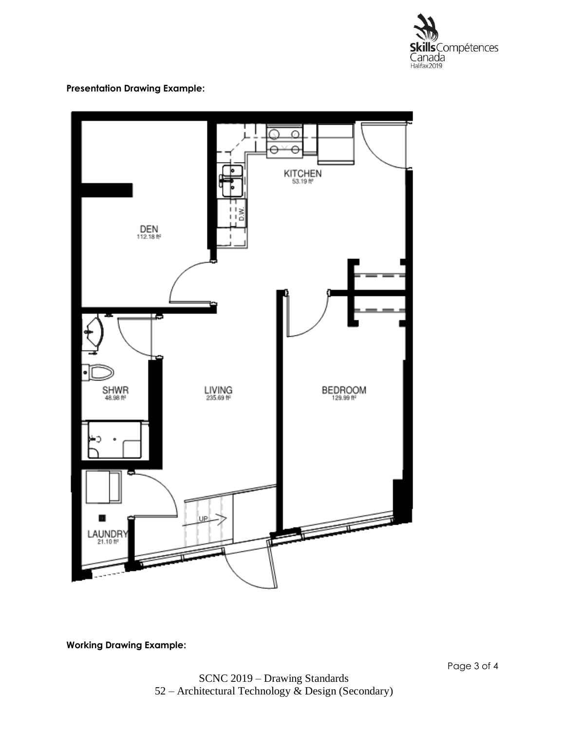**Presentation Drawing Example:**

**Working Drawing Example:**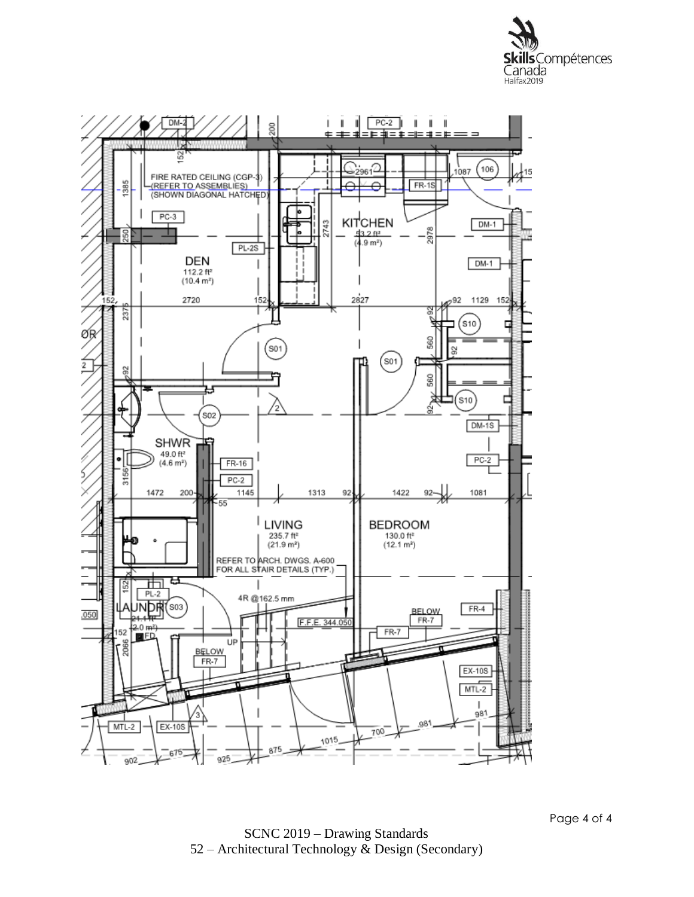DM-2

PC-2

200

152

106

FIRE RATED CEILING (CGP-3)
(REFER TO ASSEMBLIES)
(SHOWN DIAGONAL HATCHED)

1385

2961

1087

FR-1S

PC-3

KITCHEN
53.2 ft²
(4.9 m²)

2743

2978

DM-1

250

PL-2S

DEN
112.2 ft²
(10.4 m²)

DM-1

152

2720

152

2827

92

1129

152

2375

92

S10

S01

S01

560

92

92

560

S10

92

92

S02

2

DM-1S

SHWR
49.0 ft²
(4.6 m²)

FR-16

PC-2

3156

PC-2

1472

200

1145

55

1313

92

1422

92

1081

LIVING
235.7 ft²
(21.9 m²)

BEDROOM
130.0 ft²
(12.1 m²)

REFER TO ARCH. DWGS. A-600
FOR ALL STAIR DETAILS (TYP.)

152

PL-2

4R @162.5 mm

LAUNDR S03
21.1 ft²
(2.0 m²)

BELOW
FR-7

FR-4

.050

F.F.E. 344.050

FR-7

152

2066

FD

UP

BELOW
FR-7

EX-10S

MTL-2

3

981

MTL-2

EX-10S

700

981

1015

875

675

902

925